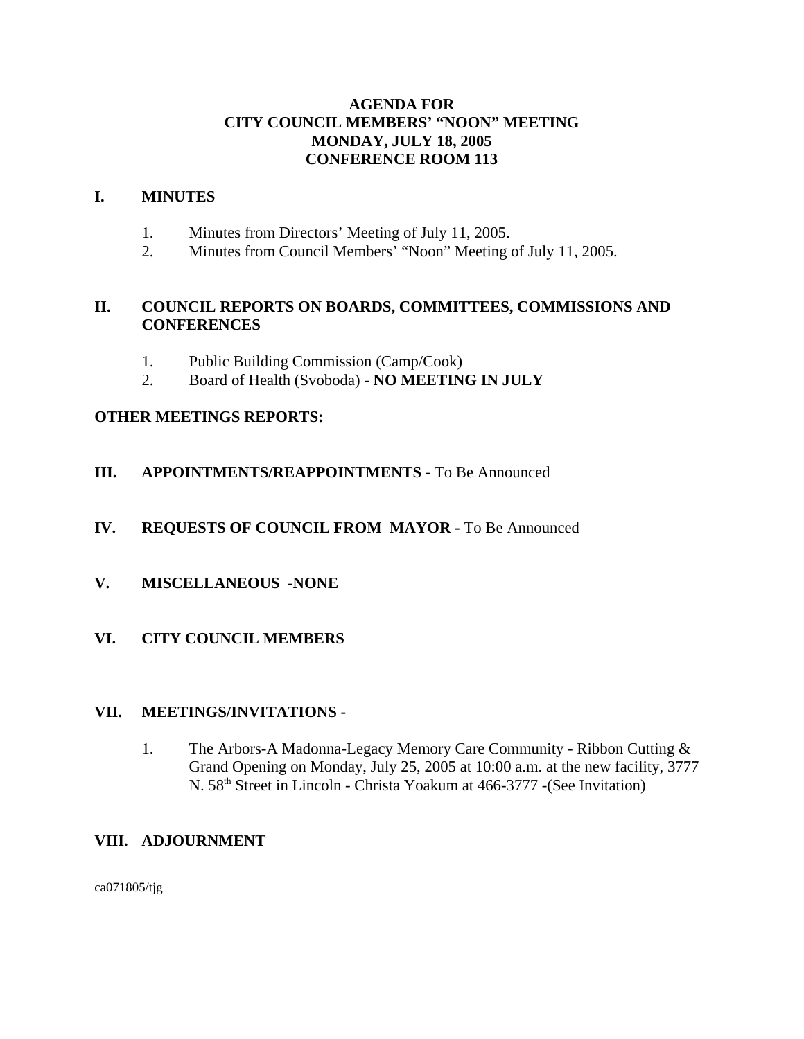# AGENDA FOR
# CITY COUNCIL MEMBERS' "NOON" MEETING
# MONDAY, JULY 18, 2005
# CONFERENCE ROOM 113

## I. MINUTES

1. Minutes from Directors' Meeting of July 11, 2005.
2. Minutes from Council Members' "Noon" Meeting of July 11, 2005.

## II. COUNCIL REPORTS ON BOARDS, COMMITTEES, COMMISSIONS AND CONFERENCES

1. Public Building Commission (Camp/Cook)
2. Board of Health (Svoboda) - **NO MEETING IN JULY**

**OTHER MEETINGS REPORTS:**

## III. APPOINTMENTS/REAPPOINTMENTS - To Be Announced

## IV. REQUESTS OF COUNCIL FROM MAYOR - To Be Announced

## V. MISCELLANEOUS -NONE

## VI. CITY COUNCIL MEMBERS

## VII. MEETINGS/INVITATIONS -

1. The Arbors-A Madonna-Legacy Memory Care Community - Ribbon Cutting & Grand Opening on Monday, July 25, 2005 at 10:00 a.m. at the new facility, 3777 N. 58th Street in Lincoln - Christa Yoakum at 466-3777 -(See Invitation)

## VIII. ADJOURNMENT

ca071805/tjg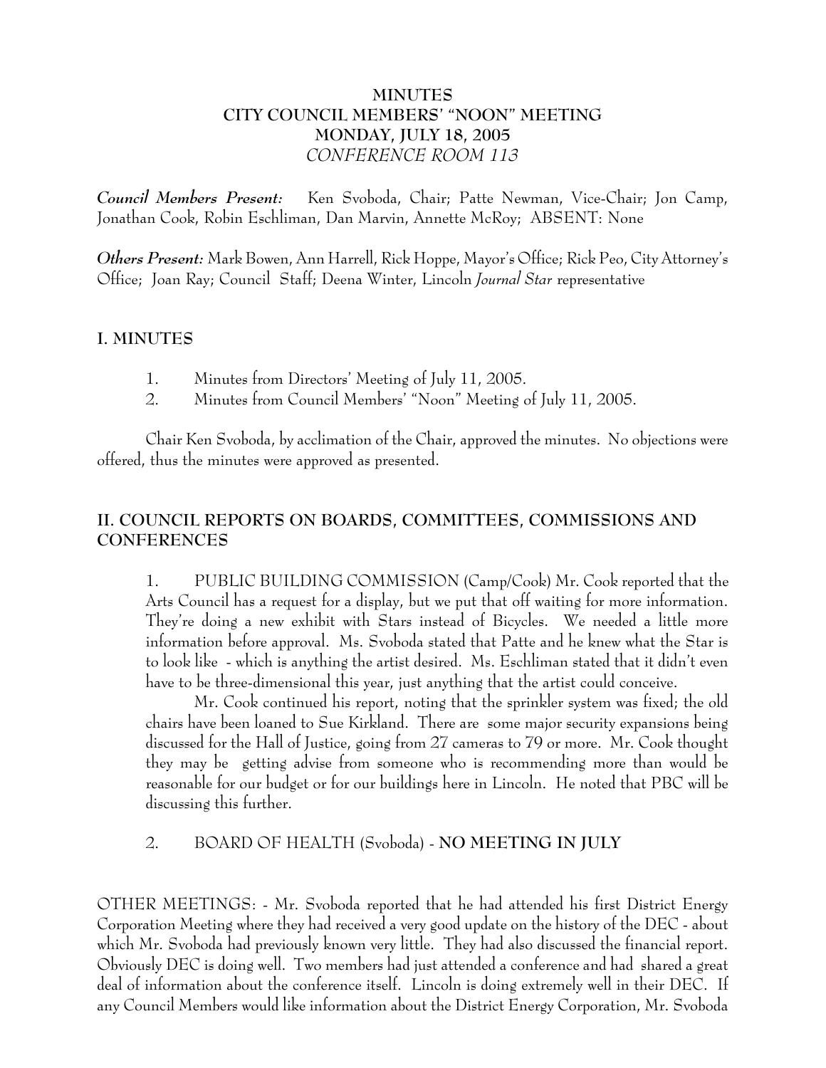**MINUTES**
**CITY COUNCIL MEMBERS' "NOON" MEETING**
**MONDAY, JULY 18, 2005**
*CONFERENCE ROOM 113*

***Council Members Present:*** Ken Svoboda, Chair; Patte Newman, Vice-Chair; Jon Camp, Jonathan Cook, Robin Eschliman, Dan Marvin, Annette McRoy; ABSENT: None

***Others Present:*** Mark Bowen, Ann Harrell, Rick Hoppe, Mayor's Office; Rick Peo, City Attorney's Office; Joan Ray; Council Staff; Deena Winter, Lincoln *Journal Star* representative

## I. MINUTES

1. Minutes from Directors' Meeting of July 11, 2005.
2. Minutes from Council Members' "Noon" Meeting of July 11, 2005.

Chair Ken Svoboda, by acclimation of the Chair, approved the minutes. No objections were offered, thus the minutes were approved as presented.

## II. COUNCIL REPORTS ON BOARDS, COMMITTEES, COMMISSIONS AND CONFERENCES

1. PUBLIC BUILDING COMMISSION (Camp/Cook) Mr. Cook reported that the Arts Council has a request for a display, but we put that off waiting for more information. They're doing a new exhibit with Stars instead of Bicycles. We needed a little more information before approval. Ms. Svoboda stated that Patte and he knew what the Star is to look like - which is anything the artist desired. Ms. Eschliman stated that it didn't even have to be three-dimensional this year, just anything that the artist could conceive.

   Mr. Cook continued his report, noting that the sprinkler system was fixed; the old chairs have been loaned to Sue Kirkland. There are some major security expansions being discussed for the Hall of Justice, going from 27 cameras to 79 or more. Mr. Cook thought they may be getting advise from someone who is recommending more than would be reasonable for our budget or for our buildings here in Lincoln. He noted that PBC will be discussing this further.

2. BOARD OF HEALTH (Svoboda) - **NO MEETING IN JULY**

OTHER MEETINGS: - Mr. Svoboda reported that he had attended his first District Energy Corporation Meeting where they had received a very good update on the history of the DEC - about which Mr. Svoboda had previously known very little. They had also discussed the financial report. Obviously DEC is doing well. Two members had just attended a conference and had shared a great deal of information about the conference itself. Lincoln is doing extremely well in their DEC. If any Council Members would like information about the District Energy Corporation, Mr. Svoboda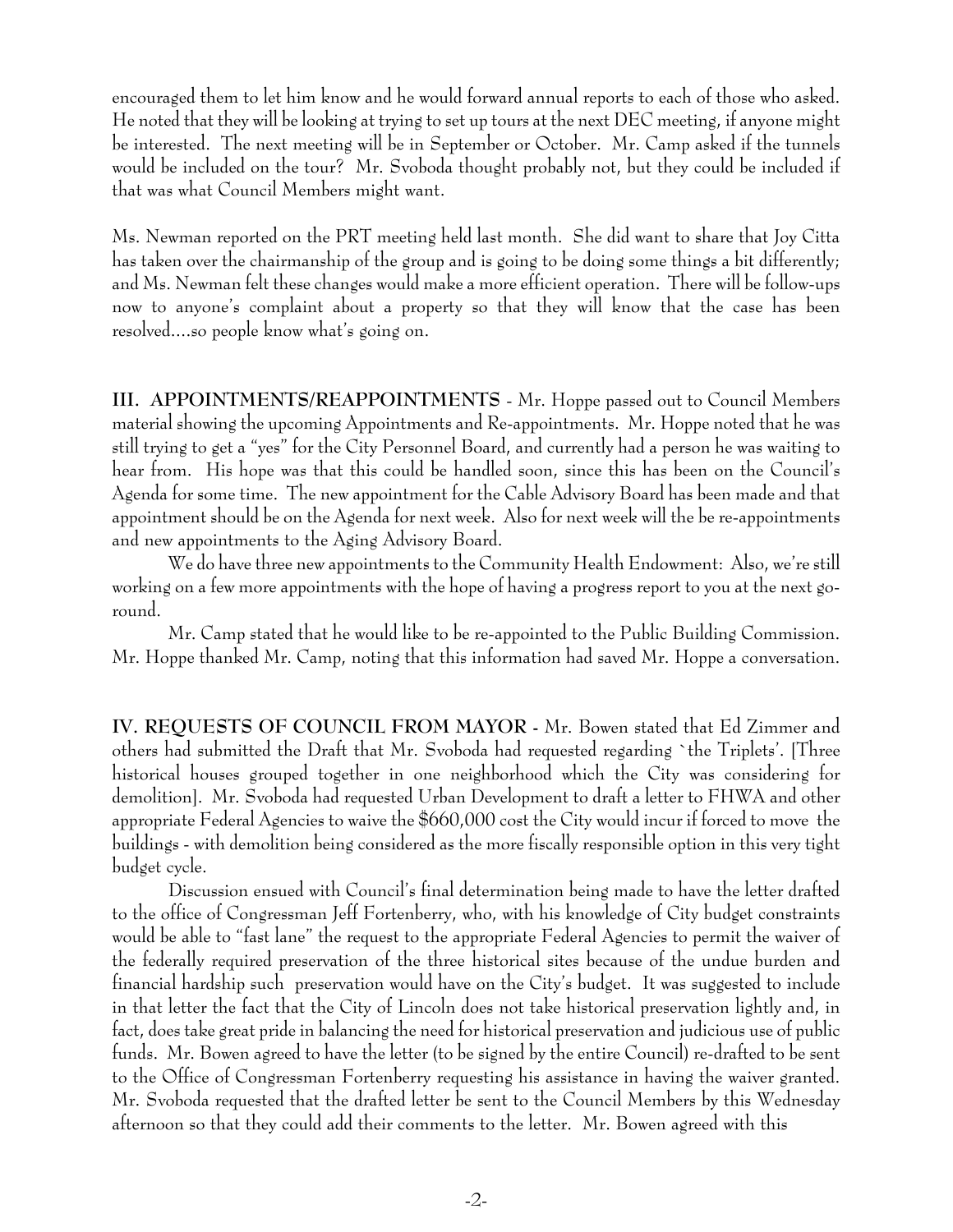encouraged them to let him know and he would forward annual reports to each of those who asked. He noted that they will be looking at trying to set up tours at the next DEC meeting, if anyone might be interested. The next meeting will be in September or October. Mr. Camp asked if the tunnels would be included on the tour? Mr. Svoboda thought probably not, but they could be included if that was what Council Members might want.

Ms. Newman reported on the PRT meeting held last month. She did want to share that Joy Citta has taken over the chairmanship of the group and is going to be doing some things a bit differently; and Ms. Newman felt these changes would make a more efficient operation. There will be follow-ups now to anyone's complaint about a property so that they will know that the case has been resolved....so people know what's going on.

**III. APPOINTMENTS/REAPPOINTMENTS** - Mr. Hoppe passed out to Council Members material showing the upcoming Appointments and Re-appointments. Mr. Hoppe noted that he was still trying to get a "yes" for the City Personnel Board, and currently had a person he was waiting to hear from. His hope was that this could be handled soon, since this has been on the Council's Agenda for some time. The new appointment for the Cable Advisory Board has been made and that appointment should be on the Agenda for next week. Also for next week will the be re-appointments and new appointments to the Aging Advisory Board.

We do have three new appointments to the Community Health Endowment: Also, we're still working on a few more appointments with the hope of having a progress report to you at the next go-round.

Mr. Camp stated that he would like to be re-appointed to the Public Building Commission. Mr. Hoppe thanked Mr. Camp, noting that this information had saved Mr. Hoppe a conversation.

**IV. REQUESTS OF COUNCIL FROM MAYOR -** Mr. Bowen stated that Ed Zimmer and others had submitted the Draft that Mr. Svoboda had requested regarding `the Triplets'. [Three historical houses grouped together in one neighborhood which the City was considering for demolition]. Mr. Svoboda had requested Urban Development to draft a letter to FHWA and other appropriate Federal Agencies to waive the $660,000 cost the City would incur if forced to move the buildings - with demolition being considered as the more fiscally responsible option in this very tight budget cycle.

Discussion ensued with Council's final determination being made to have the letter drafted to the office of Congressman Jeff Fortenberry, who, with his knowledge of City budget constraints would be able to "fast lane" the request to the appropriate Federal Agencies to permit the waiver of the federally required preservation of the three historical sites because of the undue burden and financial hardship such preservation would have on the City's budget. It was suggested to include in that letter the fact that the City of Lincoln does not take historical preservation lightly and, in fact, does take great pride in balancing the need for historical preservation and judicious use of public funds. Mr. Bowen agreed to have the letter (to be signed by the entire Council) re-drafted to be sent to the Office of Congressman Fortenberry requesting his assistance in having the waiver granted. Mr. Svoboda requested that the drafted letter be sent to the Council Members by this Wednesday afternoon so that they could add their comments to the letter. Mr. Bowen agreed with this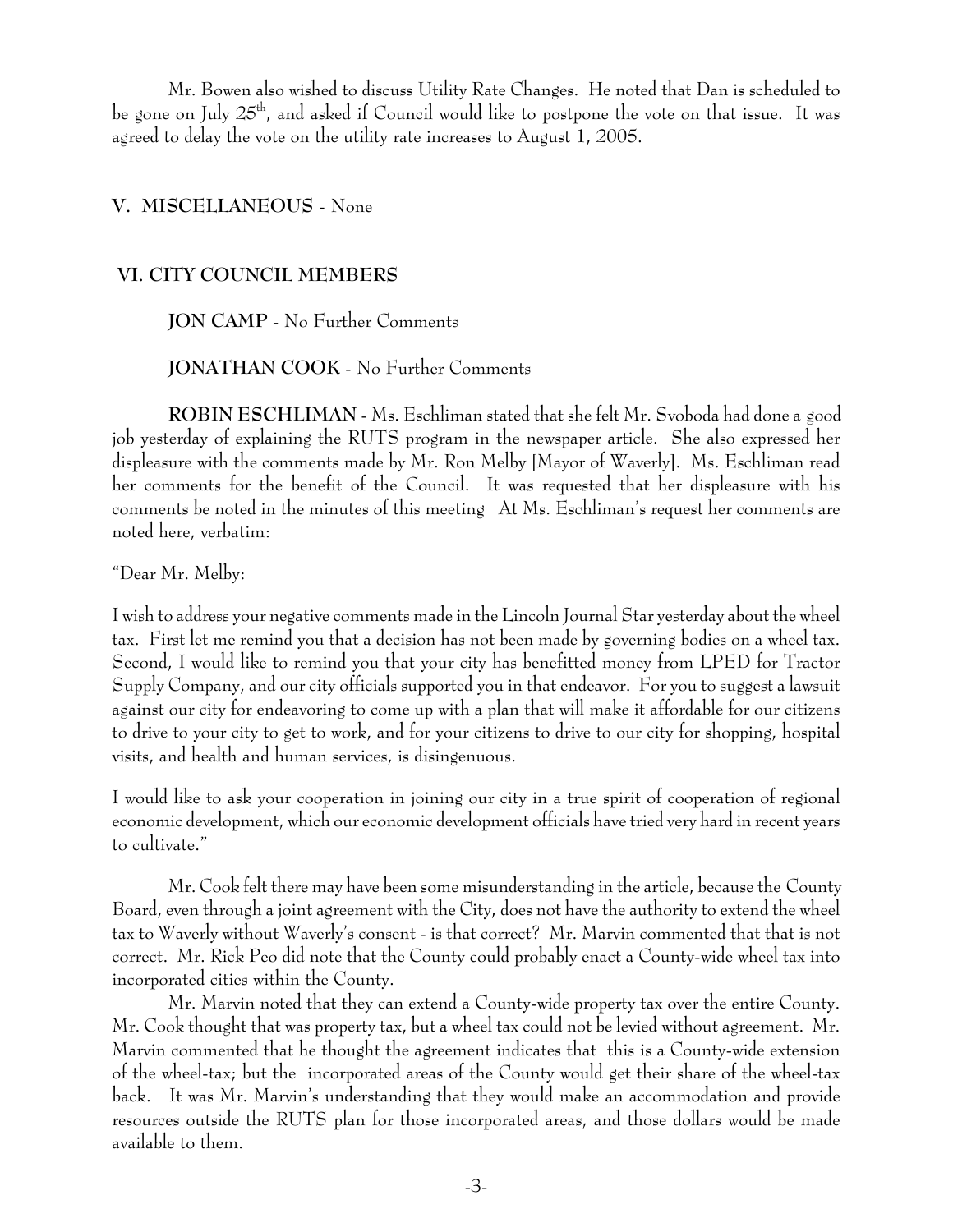Mr. Bowen also wished to discuss Utility Rate Changes. He noted that Dan is scheduled to be gone on July $25^{th}$, and asked if Council would like to postpone the vote on that issue. It was agreed to delay the vote on the utility rate increases to August 1, 2005.

## V. MISCELLANEOUS - None

## VI. CITY COUNCIL MEMBERS

**JON CAMP** - No Further Comments

**JONATHAN COOK** - No Further Comments

**ROBIN ESCHLIMAN** - Ms. Eschliman stated that she felt Mr. Svoboda had done a good job yesterday of explaining the RUTS program in the newspaper article. She also expressed her displeasure with the comments made by Mr. Ron Melby [Mayor of Waverly]. Ms. Eschliman read her comments for the benefit of the Council. It was requested that her displeasure with his comments be noted in the minutes of this meeting At Ms. Eschliman's request her comments are noted here, verbatim:

"Dear Mr. Melby:

I wish to address your negative comments made in the Lincoln Journal Star yesterday about the wheel tax. First let me remind you that a decision has not been made by governing bodies on a wheel tax. Second, I would like to remind you that your city has benefitted money from LPED for Tractor Supply Company, and our city officials supported you in that endeavor. For you to suggest a lawsuit against our city for endeavoring to come up with a plan that will make it affordable for our citizens to drive to your city to get to work, and for your citizens to drive to our city for shopping, hospital visits, and health and human services, is disingenuous.

I would like to ask your cooperation in joining our city in a true spirit of cooperation of regional economic development, which our economic development officials have tried very hard in recent years to cultivate."

Mr. Cook felt there may have been some misunderstanding in the article, because the County Board, even through a joint agreement with the City, does not have the authority to extend the wheel tax to Waverly without Waverly's consent - is that correct? Mr. Marvin commented that that is not correct. Mr. Rick Peo did note that the County could probably enact a County-wide wheel tax into incorporated cities within the County.

Mr. Marvin noted that they can extend a County-wide property tax over the entire County. Mr. Cook thought that was property tax, but a wheel tax could not be levied without agreement. Mr. Marvin commented that he thought the agreement indicates that this is a County-wide extension of the wheel-tax; but the incorporated areas of the County would get their share of the wheel-tax back. It was Mr. Marvin's understanding that they would make an accommodation and provide resources outside the RUTS plan for those incorporated areas, and those dollars would be made available to them.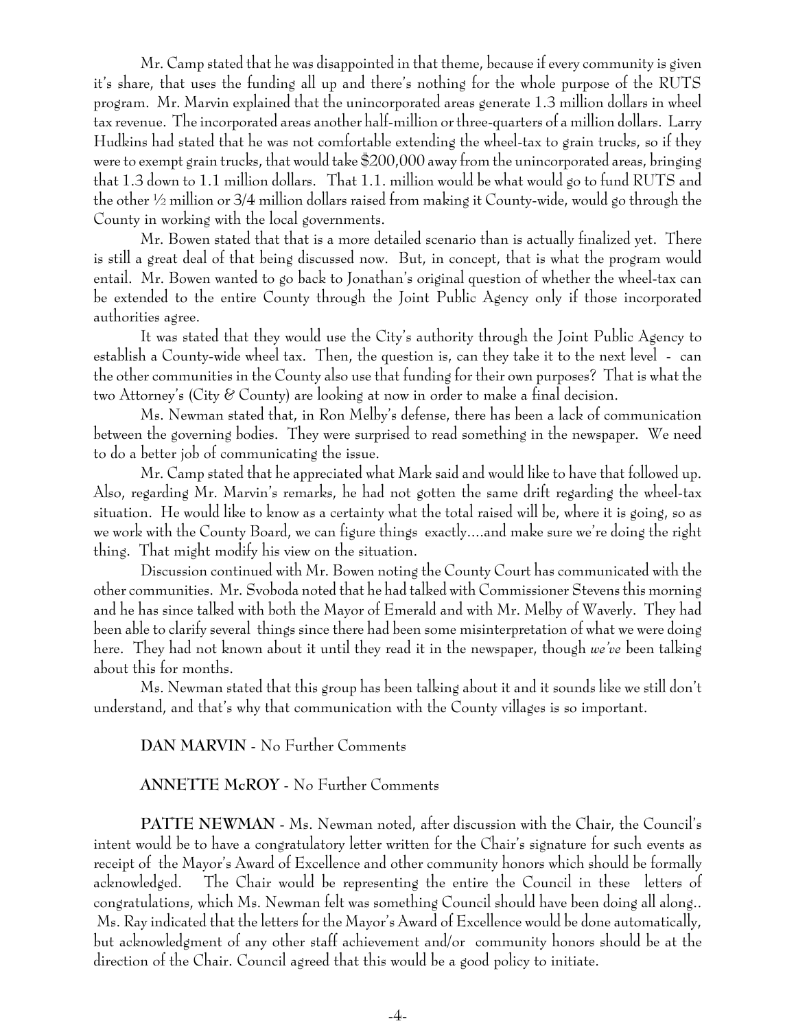Mr. Camp stated that he was disappointed in that theme, because if every community is given it's share, that uses the funding all up and there's nothing for the whole purpose of the RUTS program. Mr. Marvin explained that the unincorporated areas generate 1.3 million dollars in wheel tax revenue. The incorporated areas another half-million or three-quarters of a million dollars. Larry Hudkins had stated that he was not comfortable extending the wheel-tax to grain trucks, so if they were to exempt grain trucks, that would take $200,000 away from the unincorporated areas, bringing that 1.3 down to 1.1 million dollars. That 1.1. million would be what would go to fund RUTS and the other ½ million or 3/4 million dollars raised from making it County-wide, would go through the County in working with the local governments.

Mr. Bowen stated that that is a more detailed scenario than is actually finalized yet. There is still a great deal of that being discussed now. But, in concept, that is what the program would entail. Mr. Bowen wanted to go back to Jonathan's original question of whether the wheel-tax can be extended to the entire County through the Joint Public Agency only if those incorporated authorities agree.

It was stated that they would use the City's authority through the Joint Public Agency to establish a County-wide wheel tax. Then, the question is, can they take it to the next level - can the other communities in the County also use that funding for their own purposes? That is what the two Attorney's (City & County) are looking at now in order to make a final decision.

Ms. Newman stated that, in Ron Melby's defense, there has been a lack of communication between the governing bodies. They were surprised to read something in the newspaper. We need to do a better job of communicating the issue.

Mr. Camp stated that he appreciated what Mark said and would like to have that followed up. Also, regarding Mr. Marvin's remarks, he had not gotten the same drift regarding the wheel-tax situation. He would like to know as a certainty what the total raised will be, where it is going, so as we work with the County Board, we can figure things exactly....and make sure we're doing the right thing. That might modify his view on the situation.

Discussion continued with Mr. Bowen noting the County Court has communicated with the other communities. Mr. Svoboda noted that he had talked with Commissioner Stevens this morning and he has since talked with both the Mayor of Emerald and with Mr. Melby of Waverly. They had been able to clarify several things since there had been some misinterpretation of what we were doing here. They had not known about it until they read it in the newspaper, though *we've* been talking about this for months.

Ms. Newman stated that this group has been talking about it and it sounds like we still don't understand, and that's why that communication with the County villages is so important.

**DAN MARVIN** - No Further Comments

**ANNETTE McROY** - No Further Comments

**PATTE NEWMAN** - Ms. Newman noted, after discussion with the Chair, the Council's intent would be to have a congratulatory letter written for the Chair's signature for such events as receipt of the Mayor's Award of Excellence and other community honors which should be formally acknowledged. The Chair would be representing the entire the Council in these letters of congratulations, which Ms. Newman felt was something Council should have been doing all along.. Ms. Ray indicated that the letters for the Mayor's Award of Excellence would be done automatically, but acknowledgment of any other staff achievement and/or community honors should be at the direction of the Chair. Council agreed that this would be a good policy to initiate.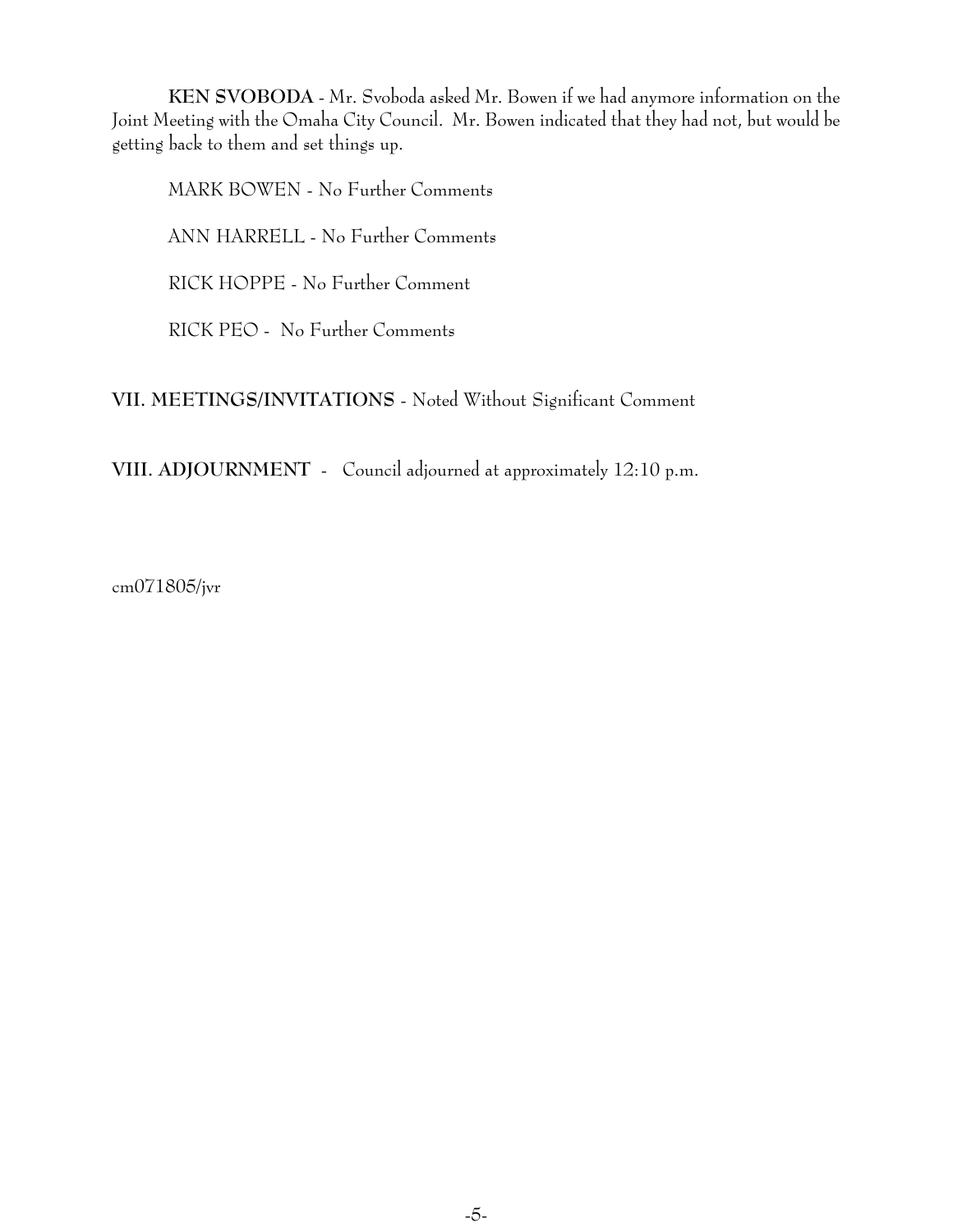**KEN SVOBODA** - Mr. Svoboda asked Mr. Bowen if we had anymore information on the Joint Meeting with the Omaha City Council. Mr. Bowen indicated that they had not, but would be getting back to them and set things up.

MARK BOWEN - No Further Comments

ANN HARRELL - No Further Comments

RICK HOPPE - No Further Comment

RICK PEO - No Further Comments

**VII. MEETINGS/INVITATIONS** - Noted Without Significant Comment

**VIII. ADJOURNMENT** - Council adjourned at approximately 12:10 p.m.

cm071805/jvr